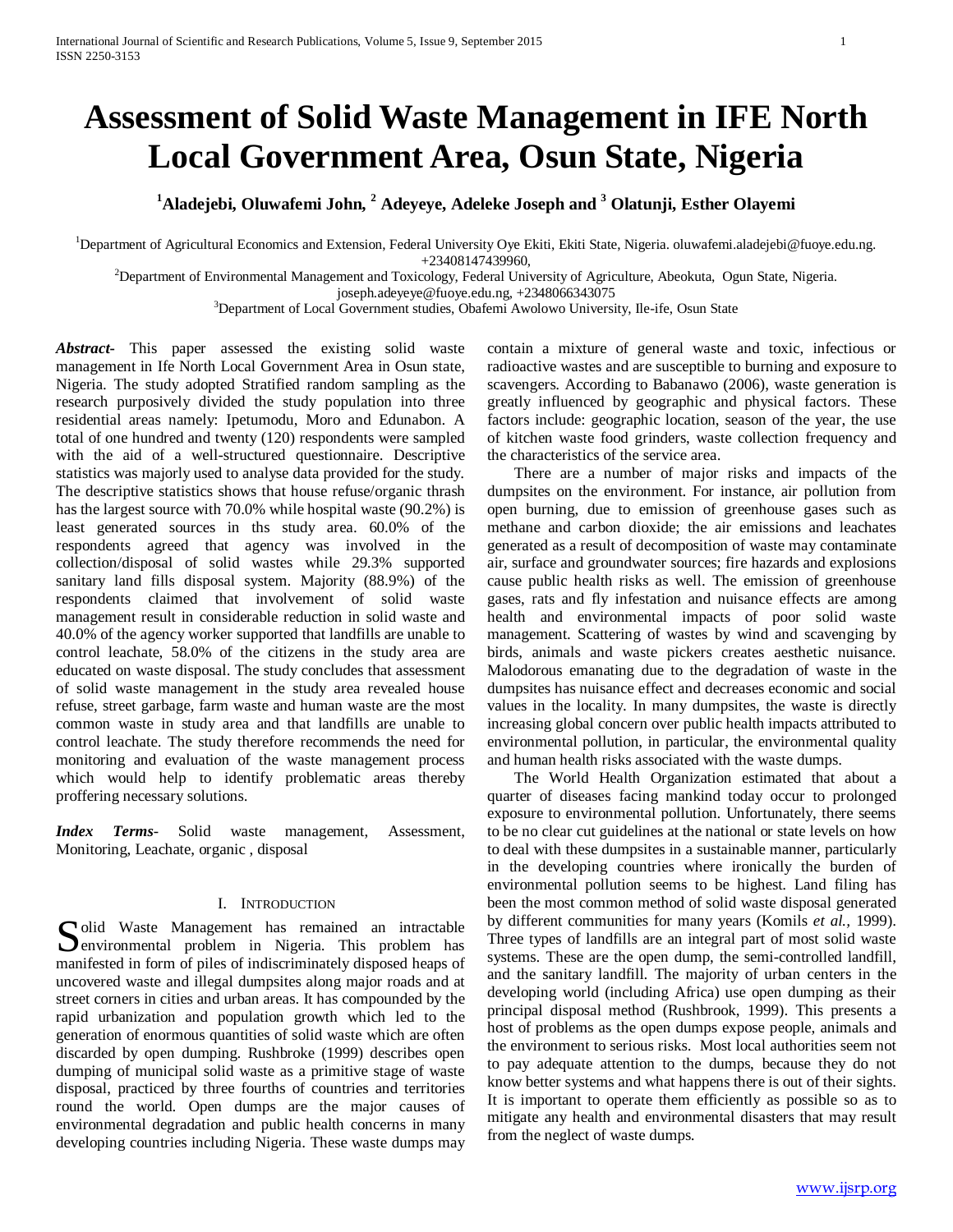# Assessment of Solid Waste Management in IFE North Local Government Area, Osun State, Nigeria

**[1]Aladejebi, Oluwafemi John, [2] Adeyeye, Adeleke Joseph and [3] Olatunji, Esther Olayemi**

[1]Department of Agricultural Economics and Extension, Federal University Oye Ekiti, Ekiti State, Nigeria. oluwafemi.aladejebi@fuoye.edu.ng. +23408147439960,

[2]Department of Environmental Management and Toxicology, Federal University of Agriculture, Abeokuta, Ogun State, Nigeria. joseph.adeyeye@fuoye.edu.ng, +2348066343075

[3]Department of Local Government studies, Obafemi Awolowo University, Ile-ife, Osun State

***Abstract***- This paper assessed the existing solid waste management in Ife North Local Government Area in Osun state, Nigeria. The study adopted Stratified random sampling as the research purposively divided the study population into three residential areas namely: Ipetumodu, Moro and Edunabon. A total of one hundred and twenty (120) respondents were sampled with the aid of a well-structured questionnaire. Descriptive statistics was majorly used to analyse data provided for the study. The descriptive statistics shows that house refuse/organic thrash has the largest source with 70.0% while hospital waste (90.2%) is least generated sources in ths study area. 60.0% of the respondents agreed that agency was involved in the collection/disposal of solid wastes while 29.3% supported sanitary land fills disposal system. Majority (88.9%) of the respondents claimed that involvement of solid waste management result in considerable reduction in solid waste and 40.0% of the agency worker supported that landfills are unable to control leachate, 58.0% of the citizens in the study area are educated on waste disposal. The study concludes that assessment of solid waste management in the study area revealed house refuse, street garbage, farm waste and human waste are the most common waste in study area and that landfills are unable to control leachate. The study therefore recommends the need for monitoring and evaluation of the waste management process which would help to identify problematic areas thereby proffering necessary solutions.

***Index Terms***- Solid waste management, Assessment, Monitoring, Leachate, organic , disposal

## I. Introduction

Solid Waste Management has remained an intractable environmental problem in Nigeria. This problem has manifested in form of piles of indiscriminately disposed heaps of uncovered waste and illegal dumpsites along major roads and at street corners in cities and urban areas. It has compounded by the rapid urbanization and population growth which led to the generation of enormous quantities of solid waste which are often discarded by open dumping. Rushbroke (1999) describes open dumping of municipal solid waste as a primitive stage of waste disposal, practiced by three fourths of countries and territories round the world. Open dumps are the major causes of environmental degradation and public health concerns in many developing countries including Nigeria. These waste dumps may contain a mixture of general waste and toxic, infectious or radioactive wastes and are susceptible to burning and exposure to scavengers. According to Babanawo (2006), waste generation is greatly influenced by geographic and physical factors. These factors include: geographic location, season of the year, the use of kitchen waste food grinders, waste collection frequency and the characteristics of the service area.

There are a number of major risks and impacts of the dumpsites on the environment. For instance, air pollution from open burning, due to emission of greenhouse gases such as methane and carbon dioxide; the air emissions and leachates generated as a result of decomposition of waste may contaminate air, surface and groundwater sources; fire hazards and explosions cause public health risks as well. The emission of greenhouse gases, rats and fly infestation and nuisance effects are among health and environmental impacts of poor solid waste management. Scattering of wastes by wind and scavenging by birds, animals and waste pickers creates aesthetic nuisance. Malodorous emanating due to the degradation of waste in the dumpsites has nuisance effect and decreases economic and social values in the locality. In many dumpsites, the waste is directly increasing global concern over public health impacts attributed to environmental pollution, in particular, the environmental quality and human health risks associated with the waste dumps.

The World Health Organization estimated that about a quarter of diseases facing mankind today occur to prolonged exposure to environmental pollution. Unfortunately, there seems to be no clear cut guidelines at the national or state levels on how to deal with these dumpsites in a sustainable manner, particularly in the developing countries where ironically the burden of environmental pollution seems to be highest. Land filing has been the most common method of solid waste disposal generated by different communities for many years (Komils *et al.,* 1999). Three types of landfills are an integral part of most solid waste systems. These are the open dump, the semi-controlled landfill, and the sanitary landfill. The majority of urban centers in the developing world (including Africa) use open dumping as their principal disposal method (Rushbrook, 1999). This presents a host of problems as the open dumps expose people, animals and the environment to serious risks. Most local authorities seem not to pay adequate attention to the dumps, because they do not know better systems and what happens there is out of their sights. It is important to operate them efficiently as possible so as to mitigate any health and environmental disasters that may result from the neglect of waste dumps.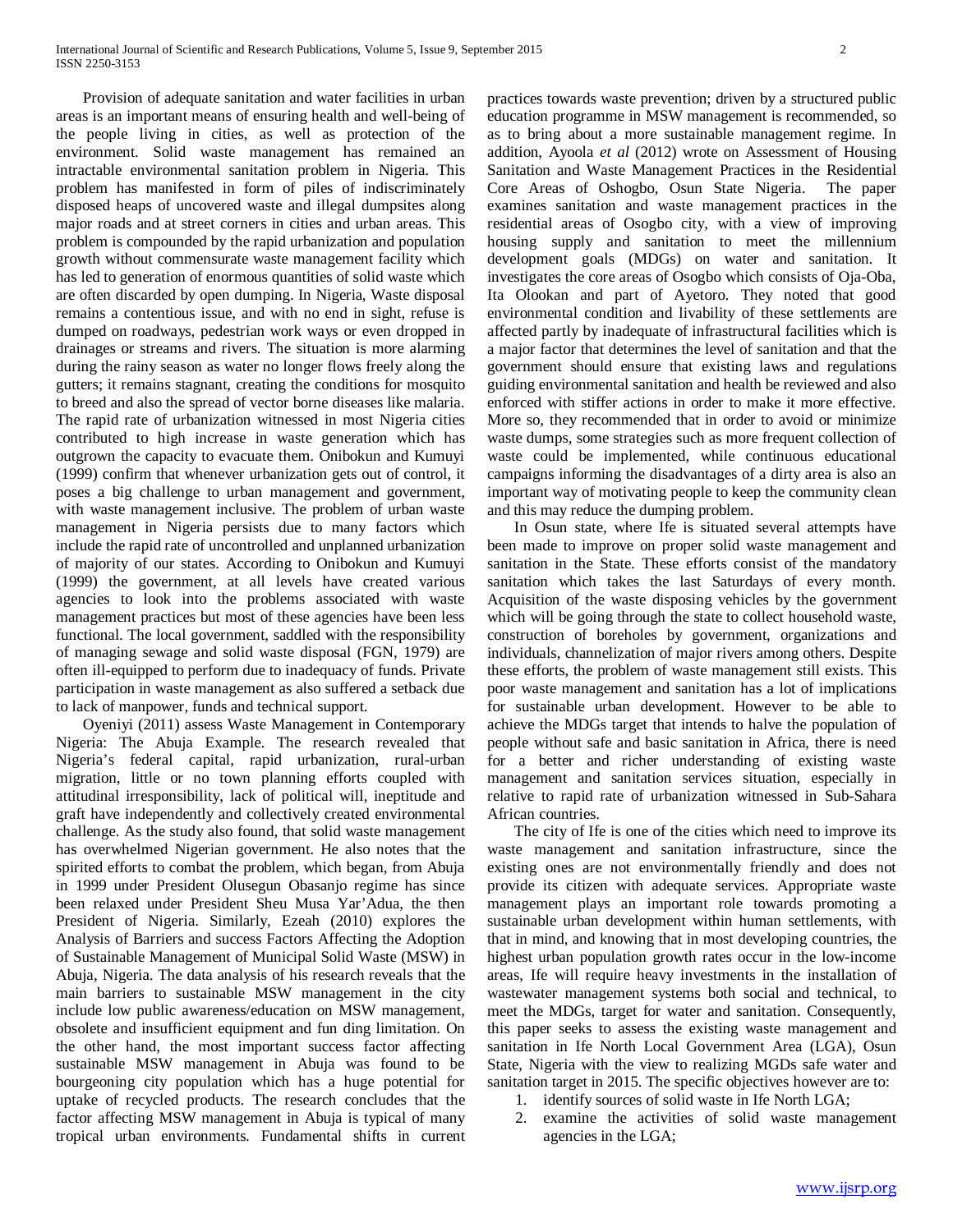Provision of adequate sanitation and water facilities in urban areas is an important means of ensuring health and well-being of the people living in cities, as well as protection of the environment. Solid waste management has remained an intractable environmental sanitation problem in Nigeria. This problem has manifested in form of piles of indiscriminately disposed heaps of uncovered waste and illegal dumpsites along major roads and at street corners in cities and urban areas. This problem is compounded by the rapid urbanization and population growth without commensurate waste management facility which has led to generation of enormous quantities of solid waste which are often discarded by open dumping. In Nigeria, Waste disposal remains a contentious issue, and with no end in sight, refuse is dumped on roadways, pedestrian work ways or even dropped in drainages or streams and rivers. The situation is more alarming during the rainy season as water no longer flows freely along the gutters; it remains stagnant, creating the conditions for mosquito to breed and also the spread of vector borne diseases like malaria. The rapid rate of urbanization witnessed in most Nigeria cities contributed to high increase in waste generation which has outgrown the capacity to evacuate them. Onibokun and Kumuyi (1999) confirm that whenever urbanization gets out of control, it poses a big challenge to urban management and government, with waste management inclusive. The problem of urban waste management in Nigeria persists due to many factors which include the rapid rate of uncontrolled and unplanned urbanization of majority of our states. According to Onibokun and Kumuyi (1999) the government, at all levels have created various agencies to look into the problems associated with waste management practices but most of these agencies have been less functional. The local government, saddled with the responsibility of managing sewage and solid waste disposal (FGN, 1979) are often ill-equipped to perform due to inadequacy of funds. Private participation in waste management as also suffered a setback due to lack of manpower, funds and technical support.

Oyeniyi (2011) assess Waste Management in Contemporary Nigeria: The Abuja Example. The research revealed that Nigeria's federal capital, rapid urbanization, rural-urban migration, little or no town planning efforts coupled with attitudinal irresponsibility, lack of political will, ineptitude and graft have independently and collectively created environmental challenge. As the study also found, that solid waste management has overwhelmed Nigerian government. He also notes that the spirited efforts to combat the problem, which began, from Abuja in 1999 under President Olusegun Obasanjo regime has since been relaxed under President Sheu Musa Yar'Adua, the then President of Nigeria. Similarly, Ezeah (2010) explores the Analysis of Barriers and success Factors Affecting the Adoption of Sustainable Management of Municipal Solid Waste (MSW) in Abuja, Nigeria. The data analysis of his research reveals that the main barriers to sustainable MSW management in the city include low public awareness/education on MSW management, obsolete and insufficient equipment and fun ding limitation. On the other hand, the most important success factor affecting sustainable MSW management in Abuja was found to be bourgeoning city population which has a huge potential for uptake of recycled products. The research concludes that the factor affecting MSW management in Abuja is typical of many tropical urban environments. Fundamental shifts in current practices towards waste prevention; driven by a structured public education programme in MSW management is recommended, so as to bring about a more sustainable management regime. In addition, Ayoola *et al* (2012) wrote on Assessment of Housing Sanitation and Waste Management Practices in the Residential Core Areas of Oshogbo, Osun State Nigeria. The paper examines sanitation and waste management practices in the residential areas of Osogbo city, with a view of improving housing supply and sanitation to meet the millennium development goals (MDGs) on water and sanitation. It investigates the core areas of Osogbo which consists of Oja-Oba, Ita Olookan and part of Ayetoro. They noted that good environmental condition and livability of these settlements are affected partly by inadequate of infrastructural facilities which is a major factor that determines the level of sanitation and that the government should ensure that existing laws and regulations guiding environmental sanitation and health be reviewed and also enforced with stiffer actions in order to make it more effective. More so, they recommended that in order to avoid or minimize waste dumps, some strategies such as more frequent collection of waste could be implemented, while continuous educational campaigns informing the disadvantages of a dirty area is also an important way of motivating people to keep the community clean and this may reduce the dumping problem.

In Osun state, where Ife is situated several attempts have been made to improve on proper solid waste management and sanitation in the State. These efforts consist of the mandatory sanitation which takes the last Saturdays of every month. Acquisition of the waste disposing vehicles by the government which will be going through the state to collect household waste, construction of boreholes by government, organizations and individuals, channelization of major rivers among others. Despite these efforts, the problem of waste management still exists. This poor waste management and sanitation has a lot of implications for sustainable urban development. However to be able to achieve the MDGs target that intends to halve the population of people without safe and basic sanitation in Africa, there is need for a better and richer understanding of existing waste management and sanitation services situation, especially in relative to rapid rate of urbanization witnessed in Sub-Sahara African countries.

The city of Ife is one of the cities which need to improve its waste management and sanitation infrastructure, since the existing ones are not environmentally friendly and does not provide its citizen with adequate services. Appropriate waste management plays an important role towards promoting a sustainable urban development within human settlements, with that in mind, and knowing that in most developing countries, the highest urban population growth rates occur in the low-income areas, Ife will require heavy investments in the installation of wastewater management systems both social and technical, to meet the MDGs, target for water and sanitation. Consequently, this paper seeks to assess the existing waste management and sanitation in Ife North Local Government Area (LGA), Osun State, Nigeria with the view to realizing MGDs safe water and sanitation target in 2015. The specific objectives however are to:

1. identify sources of solid waste in Ife North LGA;
2. examine the activities of solid waste management agencies in the LGA;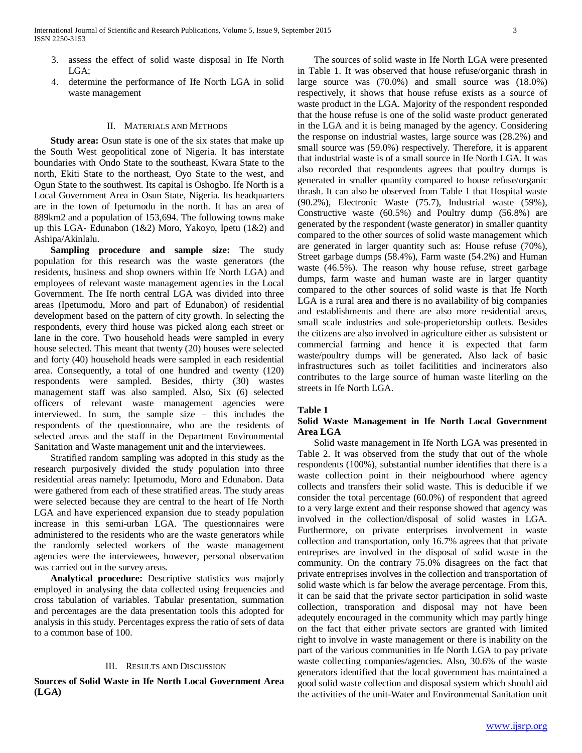3. assess the effect of solid waste disposal in Ife North LGA;
4. determine the performance of Ife North LGA in solid waste management

## II. Materials and Methods

**Study area:** Osun state is one of the six states that make up the South West geopolitical zone of Nigeria. It has interstate boundaries with Ondo State to the southeast, Kwara State to the north, Ekiti State to the northeast, Oyo State to the west, and Ogun State to the southwest. Its capital is Oshogbo. Ife North is a Local Government Area in Osun State, Nigeria. Its headquarters are in the town of Ipetumodu in the north. It has an area of 889km2 and a population of 153,694. The following towns make up this LGA- Edunabon (1&2) Moro, Yakoyo, Ipetu (1&2) and Ashipa/Akinlalu.

**Sampling procedure and sample size:** The study population for this research was the waste generators (the residents, business and shop owners within Ife North LGA) and employees of relevant waste management agencies in the Local Government. The Ife north central LGA was divided into three areas (Ipetumodu, Moro and part of Edunabon) of residential development based on the pattern of city growth. In selecting the respondents, every third house was picked along each street or lane in the core. Two household heads were sampled in every house selected. This meant that twenty (20) houses were selected and forty (40) household heads were sampled in each residential area. Consequently, a total of one hundred and twenty (120) respondents were sampled. Besides, thirty (30) wastes management staff was also sampled. Also, Six (6) selected officers of relevant waste management agencies were interviewed. In sum, the sample size – this includes the respondents of the questionnaire, who are the residents of selected areas and the staff in the Department Environmental Sanitation and Waste management unit and the interviewees.

Stratified random sampling was adopted in this study as the research purposively divided the study population into three residential areas namely: Ipetumodu, Moro and Edunabon. Data were gathered from each of these stratified areas. The study areas were selected because they are central to the heart of Ife North LGA and have experienced expansion due to steady population increase in this semi-urban LGA. The questionnaires were administered to the residents who are the waste generators while the randomly selected workers of the waste management agencies were the interviewees, however, personal observation was carried out in the survey areas.

**Analytical procedure:** Descriptive statistics was majorly employed in analysing the data collected using frequencies and cross tabulation of variables. Tabular presentation, summation and percentages are the data presentation tools this adopted for analysis in this study. Percentages express the ratio of sets of data to a common base of 100.

## III. Results and Discussion

**Sources of Solid Waste in Ife North Local Government Area (LGA)**

The sources of solid waste in Ife North LGA were presented in Table 1. It was observed that house refuse/organic thrash in large source was (70.0%) and small source was (18.0%) respectively, it shows that house refuse exists as a source of waste product in the LGA. Majority of the respondent responded that the house refuse is one of the solid waste product generated in the LGA and it is being managed by the agency. Considering the response on industrial wastes, large source was (28.2%) and small source was (59.0%) respectively. Therefore, it is apparent that industrial waste is of a small source in Ife North LGA. It was also recorded that respondents agrees that poultry dumps is generated in smaller quantity compared to house refuse/organic thrash. It can also be observed from Table 1 that Hospital waste (90.2%), Electronic Waste (75.7), Industrial waste (59%), Constructive waste (60.5%) and Poultry dump (56.8%) are generated by the respondent (waste generator) in smaller quantity compared to the other sources of solid waste management which are generated in larger quantity such as: House refuse (70%), Street garbage dumps (58.4%), Farm waste (54.2%) and Human waste (46.5%). The reason why house refuse, street garbage dumps, farm waste and human waste are in larger quantity compared to the other sources of solid waste is that Ife North LGA is a rural area and there is no availability of big companies and establishments and there are also more residential areas, small scale industries and sole-properietorship outlets. Besides the citizens are also involved in agriculture either as subsistent or commercial farming and hence it is expected that farm waste/poultry dumps will be generated**.** Also lack of basic infrastructures such as toilet facilitities and incinerators also contributes to the large source of human waste literling on the streets in Ife North LGA.

**Table 1**

**Solid Waste Management in Ife North Local Government Area LGA**

Solid waste management in Ife North LGA was presented in Table 2. It was observed from the study that out of the whole respondents (100%), substantial number identifies that there is a waste collection point in their neigbourhood where agency collects and transfers their solid waste. This is deducible if we consider the total percentage (60.0%) of respondent that agreed to a very large extent and their response showed that agency was involved in the collection/disposal of solid wastes in LGA. Furthermore, on private enterprises involvement in waste collection and transportation, only 16.7% agrees that that private entreprises are involved in the disposal of solid waste in the community. On the contrary 75.0% disagrees on the fact that private entreprises involves in the collection and transportation of solid waste which is far below the average percentage. From this, it can be said that the private sector participation in solid waste collection, transporation and disposal may not have been adequtely encouraged in the community which may partly hinge on the fact that either private sectors are granted with limited right to involve in waste management or there is inability on the part of the various communities in Ife North LGA to pay private waste collecting companies/agencies. Also, 30.6% of the waste generators identified that the local government has maintained a good solid waste collection and disposal system which should aid the activities of the unit-Water and Environmental Sanitation unit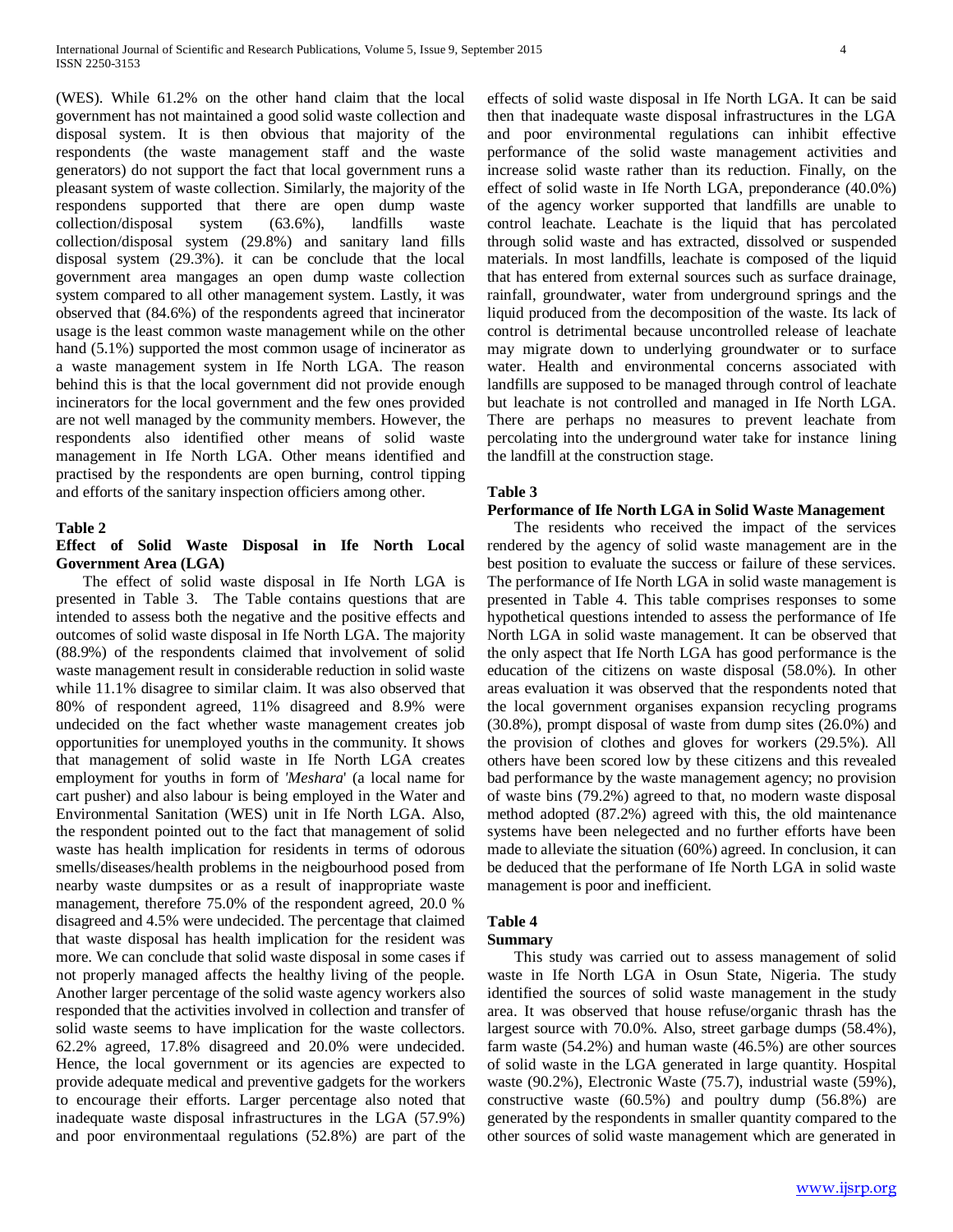(WES). While 61.2% on the other hand claim that the local government has not maintained a good solid waste collection and disposal system. It is then obvious that majority of the respondents (the waste management staff and the waste generators) do not support the fact that local government runs a pleasant system of waste collection. Similarly, the majority of the respondens supported that there are open dump waste collection/disposal system (63.6%), landfills waste collection/disposal system (29.8%) and sanitary land fills disposal system (29.3%). it can be conclude that the local government area mangages an open dump waste collection system compared to all other management system. Lastly, it was observed that (84.6%) of the respondents agreed that incinerator usage is the least common waste management while on the other hand (5.1%) supported the most common usage of incinerator as a waste management system in Ife North LGA. The reason behind this is that the local government did not provide enough incinerators for the local government and the few ones provided are not well managed by the community members. However, the respondents also identified other means of solid waste management in Ife North LGA. Other means identified and practised by the respondents are open burning, control tipping and efforts of the sanitary inspection officiers among other.

**Table 2**

**Effect of Solid Waste Disposal in Ife North Local Government Area (LGA)**

The effect of solid waste disposal in Ife North LGA is presented in Table 3. The Table contains questions that are intended to assess both the negative and the positive effects and outcomes of solid waste disposal in Ife North LGA. The majority (88.9%) of the respondents claimed that involvement of solid waste management result in considerable reduction in solid waste while 11.1% disagree to similar claim. It was also observed that 80% of respondent agreed, 11% disagreed and 8.9% were undecided on the fact whether waste management creates job opportunities for unemployed youths in the community. It shows that management of solid waste in Ife North LGA creates employment for youths in form of *'Meshara'* (a local name for cart pusher) and also labour is being employed in the Water and Environmental Sanitation (WES) unit in Ife North LGA. Also, the respondent pointed out to the fact that management of solid waste has health implication for residents in terms of odorous smells/diseases/health problems in the neigbourhood posed from nearby waste dumpsites or as a result of inappropriate waste management, therefore 75.0% of the respondent agreed, 20.0 % disagreed and 4.5% were undecided. The percentage that claimed that waste disposal has health implication for the resident was more. We can conclude that solid waste disposal in some cases if not properly managed affects the healthy living of the people. Another larger percentage of the solid waste agency workers also responded that the activities involved in collection and transfer of solid waste seems to have implication for the waste collectors. 62.2% agreed, 17.8% disagreed and 20.0% were undecided. Hence, the local government or its agencies are expected to provide adequate medical and preventive gadgets for the workers to encourage their efforts. Larger percentage also noted that inadequate waste disposal infrastructures in the LGA (57.9%) and poor environmentaal regulations (52.8%) are part of the effects of solid waste disposal in Ife North LGA. It can be said then that inadequate waste disposal infrastructures in the LGA and poor environmental regulations can inhibit effective performance of the solid waste management activities and increase solid waste rather than its reduction. Finally, on the effect of solid waste in Ife North LGA, preponderance (40.0%) of the agency worker supported that landfills are unable to control leachate. Leachate is the liquid that has percolated through solid waste and has extracted, dissolved or suspended materials. In most landfills, leachate is composed of the liquid that has entered from external sources such as surface drainage, rainfall, groundwater, water from underground springs and the liquid produced from the decomposition of the waste. Its lack of control is detrimental because uncontrolled release of leachate may migrate down to underlying groundwater or to surface water. Health and environmental concerns associated with landfills are supposed to be managed through control of leachate but leachate is not controlled and managed in Ife North LGA. There are perhaps no measures to prevent leachate from percolating into the underground water take for instance lining the landfill at the construction stage.

**Table 3**

**Performance of Ife North LGA in Solid Waste Management**

The residents who received the impact of the services rendered by the agency of solid waste management are in the best position to evaluate the success or failure of these services. The performance of Ife North LGA in solid waste management is presented in Table 4. This table comprises responses to some hypothetical questions intended to assess the performance of Ife North LGA in solid waste management. It can be observed that the only aspect that Ife North LGA has good performance is the education of the citizens on waste disposal (58.0%). In other areas evaluation it was observed that the respondents noted that the local government organises expansion recycling programs (30.8%), prompt disposal of waste from dump sites (26.0%) and the provision of clothes and gloves for workers (29.5%). All others have been scored low by these citizens and this revealed bad performance by the waste management agency; no provision of waste bins (79.2%) agreed to that, no modern waste disposal method adopted (87.2%) agreed with this, the old maintenance systems have been nelegected and no further efforts have been made to alleviate the situation (60%) agreed. In conclusion, it can be deduced that the performane of Ife North LGA in solid waste management is poor and inefficient.

**Table 4**

**Summary**

This study was carried out to assess management of solid waste in Ife North LGA in Osun State, Nigeria. The study identified the sources of solid waste management in the study area. It was observed that house refuse/organic thrash has the largest source with 70.0%. Also, street garbage dumps (58.4%), farm waste (54.2%) and human waste (46.5%) are other sources of solid waste in the LGA generated in large quantity. Hospital waste (90.2%), Electronic Waste (75.7), industrial waste (59%), constructive waste (60.5%) and poultry dump (56.8%) are generated by the respondents in smaller quantity compared to the other sources of solid waste management which are generated in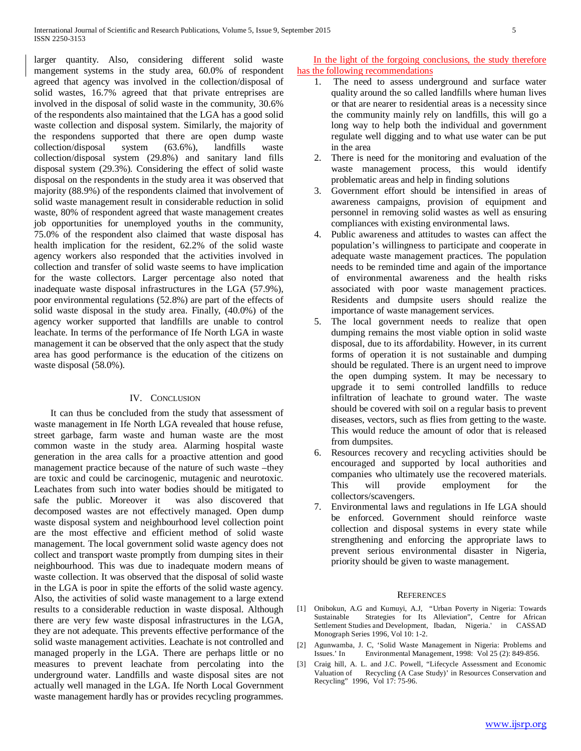larger quantity. Also, considering different solid waste mangement systems in the study area, 60.0% of respondent agreed that agency was involved in the collection/disposal of solid wastes, 16.7% agreed that that private entreprises are involved in the disposal of solid waste in the community, 30.6% of the respondents also maintained that the LGA has a good solid waste collection and disposal system. Similarly, the majority of the respondens supported that there are open dump waste collection/disposal system (63.6%), landfills waste collection/disposal system (29.8%) and sanitary land fills disposal system (29.3%). Considering the effect of solid waste disposal on the respondents in the study area it was observed that majority (88.9%) of the respondents claimed that involvement of solid waste management result in considerable reduction in solid waste, 80% of respondent agreed that waste management creates job opportunities for unemployed youths in the community, 75.0% of the respondent also claimed that waste disposal has health implication for the resident, 62.2% of the solid waste agency workers also responded that the activities involved in collection and transfer of solid waste seems to have implication for the waste collectors. Larger percentage also noted that inadequate waste disposal infrastructures in the LGA (57.9%), poor environmental regulations (52.8%) are part of the effects of solid waste disposal in the study area. Finally, (40.0%) of the agency worker supported that landfills are unable to control leachate. In terms of the performance of Ife North LGA in waste management it can be observed that the only aspect that the study area has good performance is the education of the citizens on waste disposal (58.0%).

## IV. Conclusion

It can thus be concluded from the study that assessment of waste management in Ife North LGA revealed that house refuse, street garbage, farm waste and human waste are the most common waste in the study area. Alarming hospital waste generation in the area calls for a proactive attention and good management practice because of the nature of such waste –they are toxic and could be carcinogenic, mutagenic and neurotoxic. Leachates from such into water bodies should be mitigated to safe the public. Moreover it was also discovered that decomposed wastes are not effectively managed. Open dump waste disposal system and neighbourhood level collection point are the most effective and efficient method of solid waste management. The local government solid waste agency does not collect and transport waste promptly from dumping sites in their neighbourhood. This was due to inadequate modern means of waste collection. It was observed that the disposal of solid waste in the LGA is poor in spite the efforts of the solid waste agency. Also, the activities of solid waste management to a large extend results to a considerable reduction in waste disposal. Although there are very few waste disposal infrastructures in the LGA, they are not adequate. This prevents effective performance of the solid waste management activities. Leachate is not controlled and managed properly in the LGA. There are perhaps little or no measures to prevent leachate from percolating into the underground water. Landfills and waste disposal sites are not actually well managed in the LGA. Ife North Local Government waste management hardly has or provides recycling programmes.

In the light of the forgoing conclusions, the study therefore has the following recommendations

1. The need to assess underground and surface water quality around the so called landfills where human lives or that are nearer to residential areas is a necessity since the community mainly rely on landfills, this will go a long way to help both the individual and government regulate well digging and to what use water can be put in the area
2. There is need for the monitoring and evaluation of the waste management process, this would identify problematic areas and help in finding solutions
3. Government effort should be intensified in areas of awareness campaigns, provision of equipment and personnel in removing solid wastes as well as ensuring compliances with existing environmental laws.
4. Public awareness and attitudes to wastes can affect the population's willingness to participate and cooperate in adequate waste management practices. The population needs to be reminded time and again of the importance of environmental awareness and the health risks associated with poor waste management practices. Residents and dumpsite users should realize the importance of waste management services.
5. The local government needs to realize that open dumping remains the most viable option in solid waste disposal, due to its affordability. However, in its current forms of operation it is not sustainable and dumping should be regulated. There is an urgent need to improve the open dumping system. It may be necessary to upgrade it to semi controlled landfills to reduce infiltration of leachate to ground water. The waste should be covered with soil on a regular basis to prevent diseases, vectors, such as flies from getting to the waste. This would reduce the amount of odor that is released from dumpsites.
6. Resources recovery and recycling activities should be encouraged and supported by local authorities and companies who ultimately use the recovered materials. This will provide employment for the collectors/scavengers.
7. Environmental laws and regulations in Ife LGA should be enforced. Government should reinforce waste collection and disposal systems in every state while strengthening and enforcing the appropriate laws to prevent serious environmental disaster in Nigeria, priority should be given to waste management.

## References

[1] Onibokun, A.G and Kumuyi, A.J, "Urban Poverty in Nigeria: Towards Sustainable Strategies for Its Alleviation", Centre for African Settlement Studies and Development, Ibadan, Nigeria.' in CASSAD Monograph Series 1996, Vol 10: 1-2.

[2] Agunwamba, J. C, 'Solid Waste Management in Nigeria: Problems and Issues.' In Environmental Management, 1998: Vol 25 (2): 849-856.

[3] Craig hill, A. L. and J.C. Powell, "Lifecycle Assessment and Economic Valuation of Recycling (A Case Study)' in Resources Conservation and Recycling" 1996, Vol 17: 75-96.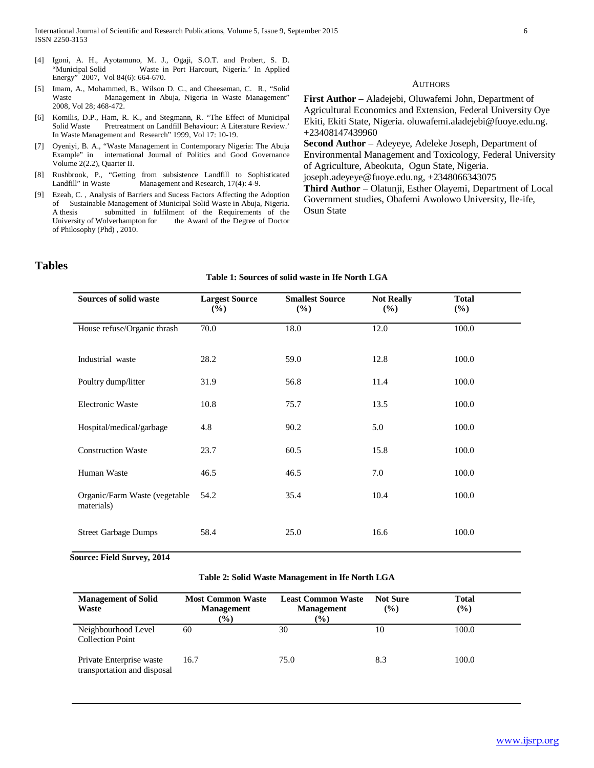[4] Igoni, A. H., Ayotamuno, M. J., Ogaji, S.O.T. and Probert, S. D. "Municipal Solid Waste in Port Harcourt, Nigeria.' In Applied Energy" 2007, Vol 84(6): 664-670.

[5] Imam, A., Mohammed, B., Wilson D. C., and Cheeseman, C. R., "Solid Waste Management in Abuja, Nigeria in Waste Management" 2008, Vol 28; 468-472.

[6] Komilis, D.P., Ham, R. K., and Stegmann, R. "The Effect of Municipal Solid Waste Pretreatment on Landfill Behaviour: A Literature Review.' In Waste Management and Research" 1999, Vol 17: 10-19.

[7] Oyeniyi, B. A., "Waste Management in Contemporary Nigeria: The Abuja Example" in international Journal of Politics and Good Governance Volume 2(2.2), Quarter II.

[8] Rushbrook, P., "Getting from subsistence Landfill to Sophisticated Landfill" in Waste Management and Research, 17(4): 4-9.

[9] Ezeah, C. , Analysis of Barriers and Sucess Factors Affecting the Adoption of Sustainable Management of Municipal Solid Waste in Abuja, Nigeria. A thesis submitted in fulfilment of the Requirements of the University of Wolverhampton for the Award of the Degree of Doctor of Philosophy (Phd) , 2010.

## Authors

**First Author** – Aladejebi, Oluwafemi John, Department of Agricultural Economics and Extension, Federal University Oye Ekiti, Ekiti State, Nigeria. oluwafemi.aladejebi@fuoye.edu.ng. +23408147439960

**Second Author** – Adeyeye, Adeleke Joseph, Department of Environmental Management and Toxicology, Federal University of Agriculture, Abeokuta, Ogun State, Nigeria. joseph.adeyeye@fuoye.edu.ng, +2348066343075

**Third Author** – Olatunji, Esther Olayemi, Department of Local Government studies, Obafemi Awolowo University, Ile-ife, Osun State

## Tables

**Table 1: Sources of solid waste in Ife North LGA**

| Sources of solid waste | Largest Source (%) | Smallest Source (%) | Not Really (%) | Total (%) |
|---|---|---|---|---|
| House refuse/Organic thrash | 70.0 | 18.0 | 12.0 | 100.0 |
| Industrial waste | 28.2 | 59.0 | 12.8 | 100.0 |
| Poultry dump/litter | 31.9 | 56.8 | 11.4 | 100.0 |
| Electronic Waste | 10.8 | 75.7 | 13.5 | 100.0 |
| Hospital/medical/garbage | 4.8 | 90.2 | 5.0 | 100.0 |
| Construction Waste | 23.7 | 60.5 | 15.8 | 100.0 |
| Human Waste | 46.5 | 46.5 | 7.0 | 100.0 |
| Organic/Farm Waste (vegetable materials) | 54.2 | 35.4 | 10.4 | 100.0 |
| Street Garbage Dumps | 58.4 | 25.0 | 16.6 | 100.0 |

**Source: Field Survey, 2014**

**Table 2: Solid Waste Management in Ife North LGA**

| Management of Solid Waste | Most Common Waste Management (%) | Least Common Waste Management (%) | Not Sure (%) | Total (%) |
|---|---|---|---|---|
| Neighbourhood Level Collection Point | 60 | 30 | 10 | 100.0 |
| Private Enterprise waste transportation and disposal | 16.7 | 75.0 | 8.3 | 100.0 |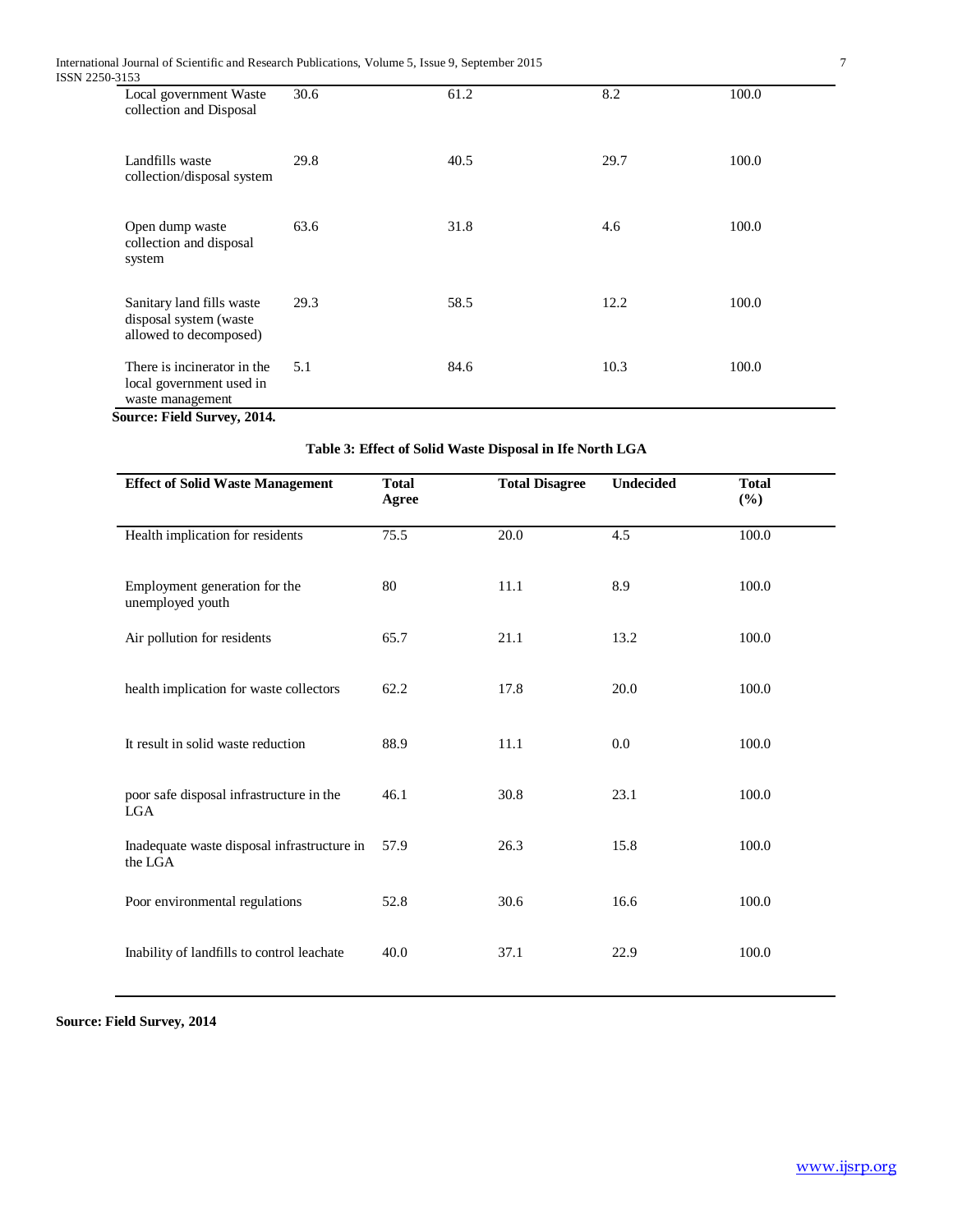| | | | | |
|---|---|---|---|---|
| Local government Waste collection and Disposal | 30.6 | 61.2 | 8.2 | 100.0 |
| Landfills waste collection/disposal system | 29.8 | 40.5 | 29.7 | 100.0 |
| Open dump waste collection and disposal system | 63.6 | 31.8 | 4.6 | 100.0 |
| Sanitary land fills waste disposal system (waste allowed to decomposed) | 29.3 | 58.5 | 12.2 | 100.0 |
| There is incinerator in the local government used in waste management | 5.1 | 84.6 | 10.3 | 100.0 |

**Source: Field Survey, 2014.**

**Table 3: Effect of Solid Waste Disposal in Ife North LGA**

| Effect of Solid Waste Management | Total Agree | Total Disagree | Undecided | Total (%) |
|---|---|---|---|---|
| Health implication for residents | 75.5 | 20.0 | 4.5 | 100.0 |
| Employment generation for the unemployed youth | 80 | 11.1 | 8.9 | 100.0 |
| Air pollution for residents | 65.7 | 21.1 | 13.2 | 100.0 |
| health implication for waste collectors | 62.2 | 17.8 | 20.0 | 100.0 |
| It result in solid waste reduction | 88.9 | 11.1 | 0.0 | 100.0 |
| poor safe disposal infrastructure in the LGA | 46.1 | 30.8 | 23.1 | 100.0 |
| Inadequate waste disposal infrastructure in the LGA | 57.9 | 26.3 | 15.8 | 100.0 |
| Poor environmental regulations | 52.8 | 30.6 | 16.6 | 100.0 |
| Inability of landfills to control leachate | 40.0 | 37.1 | 22.9 | 100.0 |

**Source: Field Survey, 2014**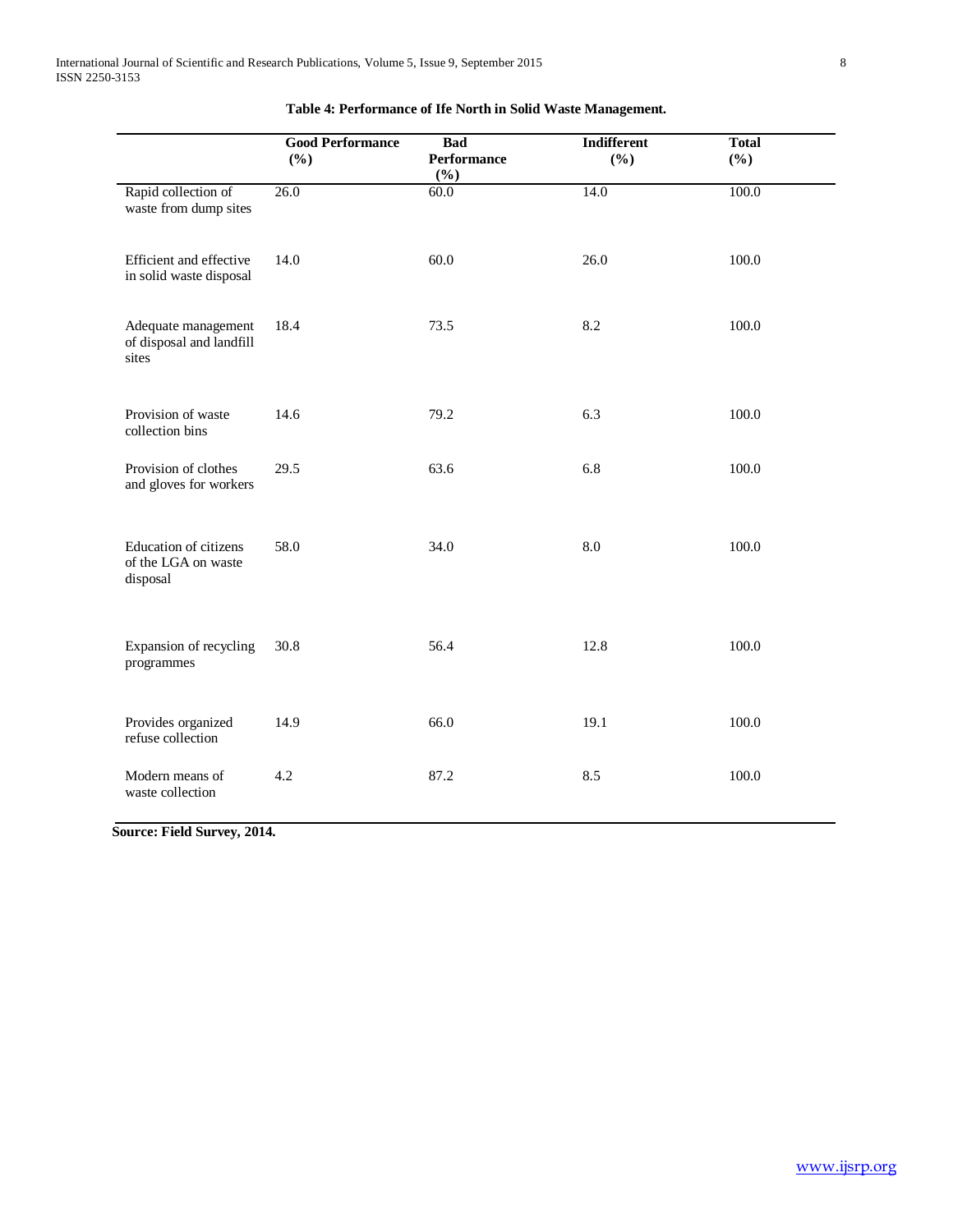**Table 4: Performance of Ife North in Solid Waste Management.**

| | Good Performance (%) | Bad Performance (%) | Indifferent (%) | Total (%) |
|---|---|---|---|---|
| Rapid collection of waste from dump sites | 26.0 | 60.0 | 14.0 | 100.0 |
| Efficient and effective in solid waste disposal | 14.0 | 60.0 | 26.0 | 100.0 |
| Adequate management of disposal and landfill sites | 18.4 | 73.5 | 8.2 | 100.0 |
| Provision of waste collection bins | 14.6 | 79.2 | 6.3 | 100.0 |
| Provision of clothes and gloves for workers | 29.5 | 63.6 | 6.8 | 100.0 |
| Education of citizens of the LGA on waste disposal | 58.0 | 34.0 | 8.0 | 100.0 |
| Expansion of recycling programmes | 30.8 | 56.4 | 12.8 | 100.0 |
| Provides organized refuse collection | 14.9 | 66.0 | 19.1 | 100.0 |
| Modern means of waste collection | 4.2 | 87.2 | 8.5 | 100.0 |

**Source: Field Survey, 2014.**